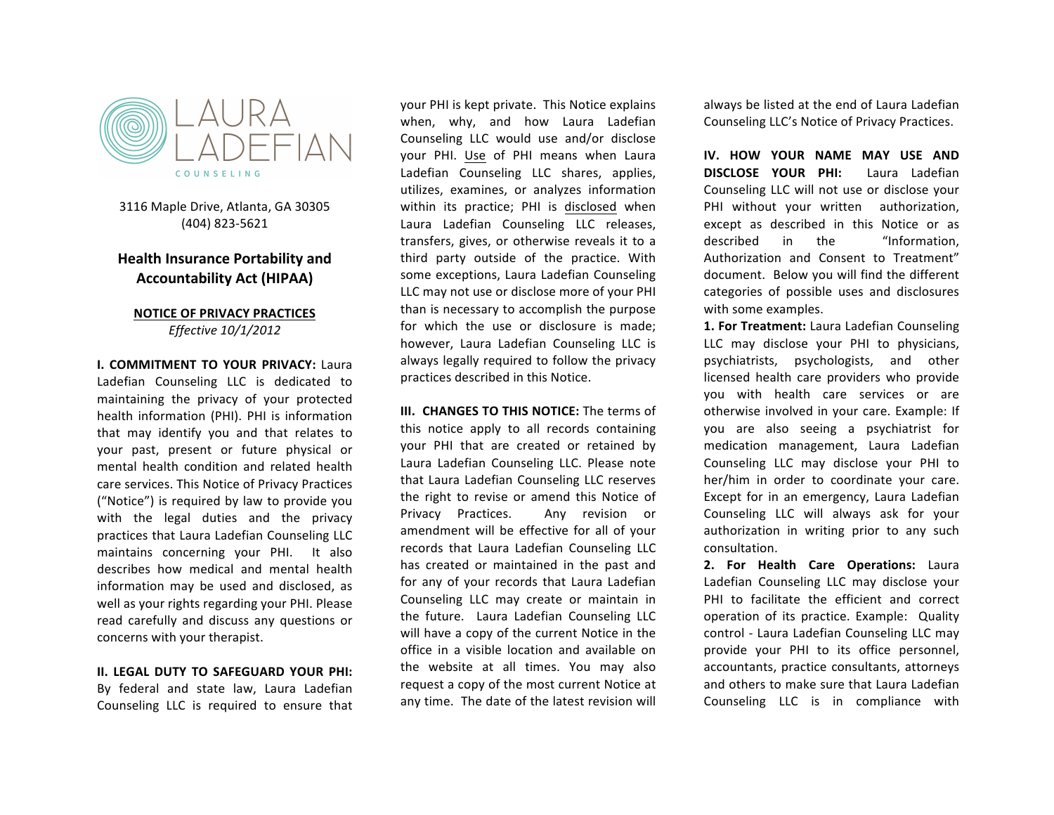LAURA LADEFIAN COUNSELING

3116 Maple Drive, Atlanta, GA 30305
(404) 823-5621

# Health Insurance Portability and Accountability Act (HIPAA)

## NOTICE OF PRIVACY PRACTICES

*Effective 10/1/2012*

**I. COMMITMENT TO YOUR PRIVACY:** Laura Ladefian Counseling LLC is dedicated to maintaining the privacy of your protected health information (PHI). PHI is information that may identify you and that relates to your past, present or future physical or mental health condition and related health care services. This Notice of Privacy Practices ("Notice") is required by law to provide you with the legal duties and the privacy practices that Laura Ladefian Counseling LLC maintains concerning your PHI. It also describes how medical and mental health information may be used and disclosed, as well as your rights regarding your PHI. Please read carefully and discuss any questions or concerns with your therapist.

**II. LEGAL DUTY TO SAFEGUARD YOUR PHI:** By federal and state law, Laura Ladefian Counseling LLC is required to ensure that your PHI is kept private. This Notice explains when, why, and how Laura Ladefian Counseling LLC would use and/or disclose your PHI. Use of PHI means when Laura Ladefian Counseling LLC shares, applies, utilizes, examines, or analyzes information within its practice; PHI is disclosed when Laura Ladefian Counseling LLC releases, transfers, gives, or otherwise reveals it to a third party outside of the practice. With some exceptions, Laura Ladefian Counseling LLC may not use or disclose more of your PHI than is necessary to accomplish the purpose for which the use or disclosure is made; however, Laura Ladefian Counseling LLC is always legally required to follow the privacy practices described in this Notice.

**III. CHANGES TO THIS NOTICE:** The terms of this notice apply to all records containing your PHI that are created or retained by Laura Ladefian Counseling LLC. Please note that Laura Ladefian Counseling LLC reserves the right to revise or amend this Notice of Privacy Practices. Any revision or amendment will be effective for all of your records that Laura Ladefian Counseling LLC has created or maintained in the past and for any of your records that Laura Ladefian Counseling LLC may create or maintain in the future. Laura Ladefian Counseling LLC will have a copy of the current Notice in the office in a visible location and available on the website at all times. You may also request a copy of the most current Notice at any time. The date of the latest revision will always be listed at the end of Laura Ladefian Counseling LLC's Notice of Privacy Practices.

**IV. HOW YOUR NAME MAY USE AND DISCLOSE YOUR PHI:** Laura Ladefian Counseling LLC will not use or disclose your PHI without your written authorization, except as described in this Notice or as described in the "Information, Authorization and Consent to Treatment" document. Below you will find the different categories of possible uses and disclosures with some examples.

**1. For Treatment:** Laura Ladefian Counseling LLC may disclose your PHI to physicians, psychiatrists, psychologists, and other licensed health care providers who provide you with health care services or are otherwise involved in your care. Example: If you are also seeing a psychiatrist for medication management, Laura Ladefian Counseling LLC may disclose your PHI to her/him in order to coordinate your care. Except for in an emergency, Laura Ladefian Counseling LLC will always ask for your authorization in writing prior to any such consultation.

**2. For Health Care Operations:** Laura Ladefian Counseling LLC may disclose your PHI to facilitate the efficient and correct operation of its practice. Example: Quality control - Laura Ladefian Counseling LLC may provide your PHI to its office personnel, accountants, practice consultants, attorneys and others to make sure that Laura Ladefian Counseling LLC is in compliance with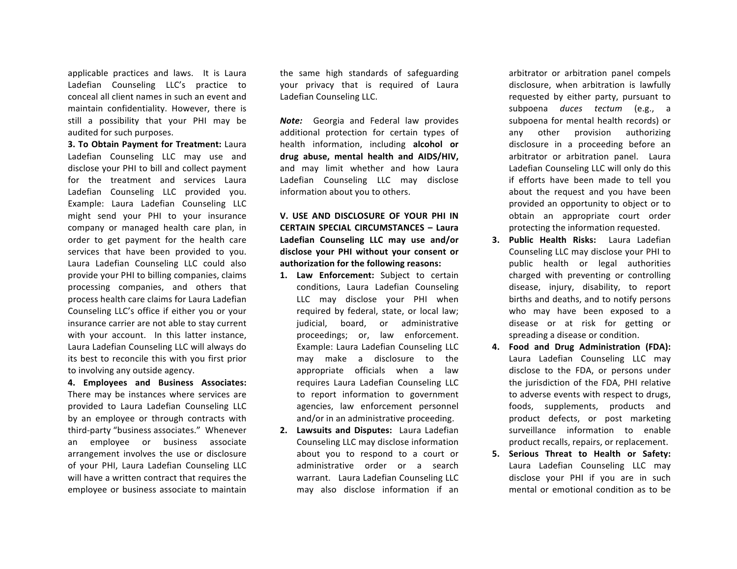applicable practices and laws. It is Laura Ladefian Counseling LLC's practice to conceal all client names in such an event and maintain confidentiality. However, there is still a possibility that your PHI may be audited for such purposes.

**3. To Obtain Payment for Treatment:** Laura Ladefian Counseling LLC may use and disclose your PHI to bill and collect payment for the treatment and services Laura Ladefian Counseling LLC provided you. Example: Laura Ladefian Counseling LLC might send your PHI to your insurance company or managed health care plan, in order to get payment for the health care services that have been provided to you. Laura Ladefian Counseling LLC could also provide your PHI to billing companies, claims processing companies, and others that process health care claims for Laura Ladefian Counseling LLC's office if either you or your insurance carrier are not able to stay current with your account. In this latter instance, Laura Ladefian Counseling LLC will always do its best to reconcile this with you first prior to involving any outside agency.

**4. Employees and Business Associates:** There may be instances where services are provided to Laura Ladefian Counseling LLC by an employee or through contracts with third-party "business associates." Whenever an employee or business associate arrangement involves the use or disclosure of your PHI, Laura Ladefian Counseling LLC will have a written contract that requires the employee or business associate to maintain the same high standards of safeguarding your privacy that is required of Laura Ladefian Counseling LLC.

***Note:*** Georgia and Federal law provides additional protection for certain types of health information, including **alcohol or drug abuse, mental health and AIDS/HIV,** and may limit whether and how Laura Ladefian Counseling LLC may disclose information about you to others.

**V. USE AND DISCLOSURE OF YOUR PHI IN CERTAIN SPECIAL CIRCUMSTANCES – Laura Ladefian Counseling LLC may use and/or disclose your PHI without your consent or authorization for the following reasons:**

1. **Law Enforcement:** Subject to certain conditions, Laura Ladefian Counseling LLC may disclose your PHI when required by federal, state, or local law; judicial, board, or administrative proceedings; or, law enforcement. Example: Laura Ladefian Counseling LLC may make a disclosure to the appropriate officials when a law requires Laura Ladefian Counseling LLC to report information to government agencies, law enforcement personnel and/or in an administrative proceeding.
2. **Lawsuits and Disputes:** Laura Ladefian Counseling LLC may disclose information about you to respond to a court or administrative order or a search warrant. Laura Ladefian Counseling LLC may also disclose information if an arbitrator or arbitration panel compels disclosure, when arbitration is lawfully requested by either party, pursuant to subpoena *duces tectum* (e.g., a subpoena for mental health records) or any other provision authorizing disclosure in a proceeding before an arbitrator or arbitration panel. Laura Ladefian Counseling LLC will only do this if efforts have been made to tell you about the request and you have been provided an opportunity to object or to obtain an appropriate court order protecting the information requested.
3. **Public Health Risks:** Laura Ladefian Counseling LLC may disclose your PHI to public health or legal authorities charged with preventing or controlling disease, injury, disability, to report births and deaths, and to notify persons who may have been exposed to a disease or at risk for getting or spreading a disease or condition.
4. **Food and Drug Administration (FDA):** Laura Ladefian Counseling LLC may disclose to the FDA, or persons under the jurisdiction of the FDA, PHI relative to adverse events with respect to drugs, foods, supplements, products and product defects, or post marketing surveillance information to enable product recalls, repairs, or replacement.
5. **Serious Threat to Health or Safety:** Laura Ladefian Counseling LLC may disclose your PHI if you are in such mental or emotional condition as to be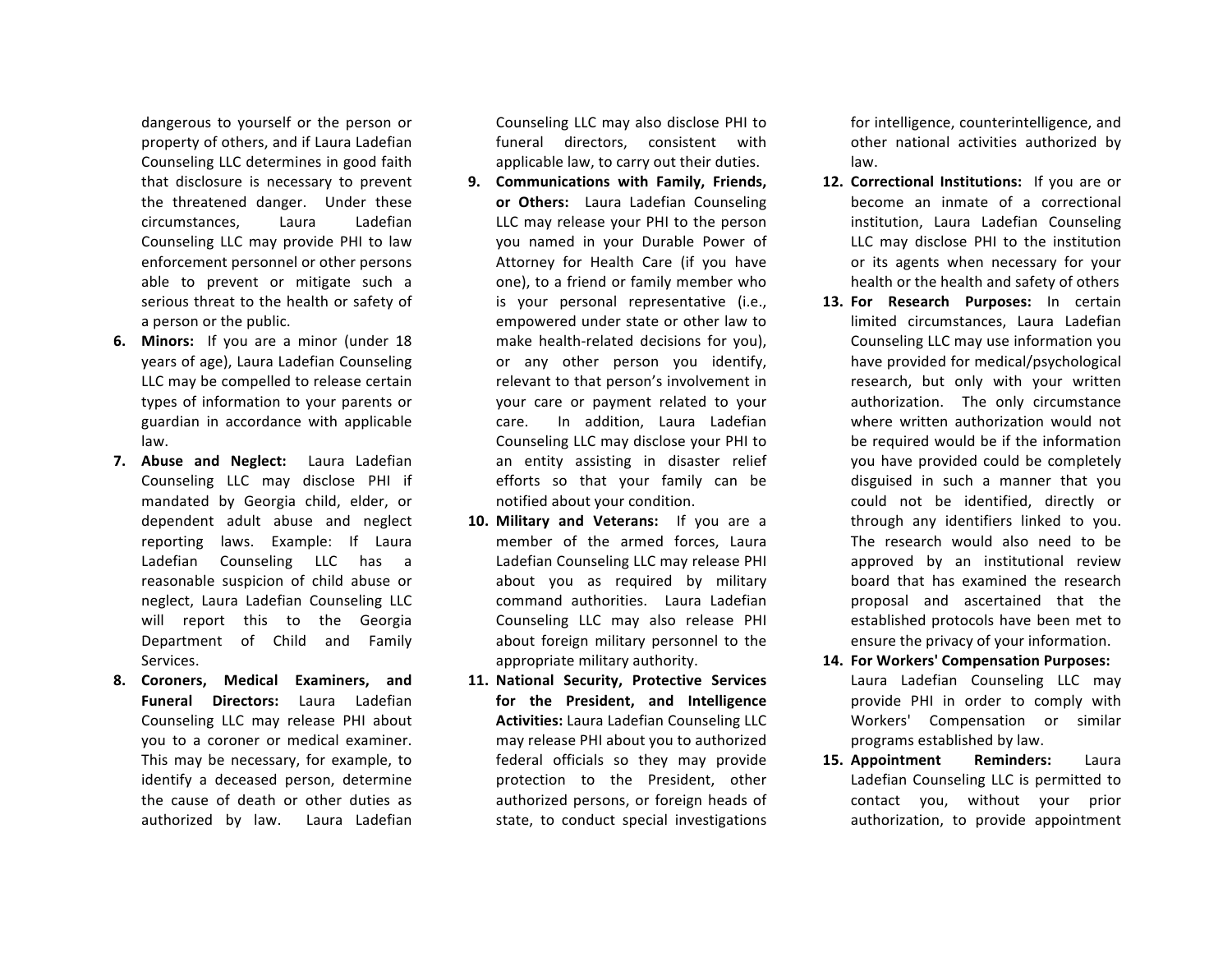dangerous to yourself or the person or property of others, and if Laura Ladefian Counseling LLC determines in good faith that disclosure is necessary to prevent the threatened danger. Under these circumstances, Laura Ladefian Counseling LLC may provide PHI to law enforcement personnel or other persons able to prevent or mitigate such a serious threat to the health or safety of a person or the public.

6. **Minors:** If you are a minor (under 18 years of age), Laura Ladefian Counseling LLC may be compelled to release certain types of information to your parents or guardian in accordance with applicable law.
7. **Abuse and Neglect:** Laura Ladefian Counseling LLC may disclose PHI if mandated by Georgia child, elder, or dependent adult abuse and neglect reporting laws. Example: If Laura Ladefian Counseling LLC has a reasonable suspicion of child abuse or neglect, Laura Ladefian Counseling LLC will report this to the Georgia Department of Child and Family Services.
8. **Coroners, Medical Examiners, and Funeral Directors:** Laura Ladefian Counseling LLC may release PHI about you to a coroner or medical examiner. This may be necessary, for example, to identify a deceased person, determine the cause of death or other duties as authorized by law. Laura Ladefian Counseling LLC may also disclose PHI to funeral directors, consistent with applicable law, to carry out their duties.
9. **Communications with Family, Friends, or Others:** Laura Ladefian Counseling LLC may release your PHI to the person you named in your Durable Power of Attorney for Health Care (if you have one), to a friend or family member who is your personal representative (i.e., empowered under state or other law to make health-related decisions for you), or any other person you identify, relevant to that person's involvement in your care or payment related to your care. In addition, Laura Ladefian Counseling LLC may disclose your PHI to an entity assisting in disaster relief efforts so that your family can be notified about your condition.
10. **Military and Veterans:** If you are a member of the armed forces, Laura Ladefian Counseling LLC may release PHI about you as required by military command authorities. Laura Ladefian Counseling LLC may also release PHI about foreign military personnel to the appropriate military authority.
11. **National Security, Protective Services for the President, and Intelligence Activities:** Laura Ladefian Counseling LLC may release PHI about you to authorized federal officials so they may provide protection to the President, other authorized persons, or foreign heads of state, to conduct special investigations for intelligence, counterintelligence, and other national activities authorized by law.
12. **Correctional Institutions:** If you are or become an inmate of a correctional institution, Laura Ladefian Counseling LLC may disclose PHI to the institution or its agents when necessary for your health or the health and safety of others
13. **For Research Purposes:** In certain limited circumstances, Laura Ladefian Counseling LLC may use information you have provided for medical/psychological research, but only with your written authorization. The only circumstance where written authorization would not be required would be if the information you have provided could be completely disguised in such a manner that you could not be identified, directly or through any identifiers linked to you. The research would also need to be approved by an institutional review board that has examined the research proposal and ascertained that the established protocols have been met to ensure the privacy of your information.
14. **For Workers' Compensation Purposes:** Laura Ladefian Counseling LLC may provide PHI in order to comply with Workers' Compensation or similar programs established by law.
15. **Appointment Reminders:** Laura Ladefian Counseling LLC is permitted to contact you, without your prior authorization, to provide appointment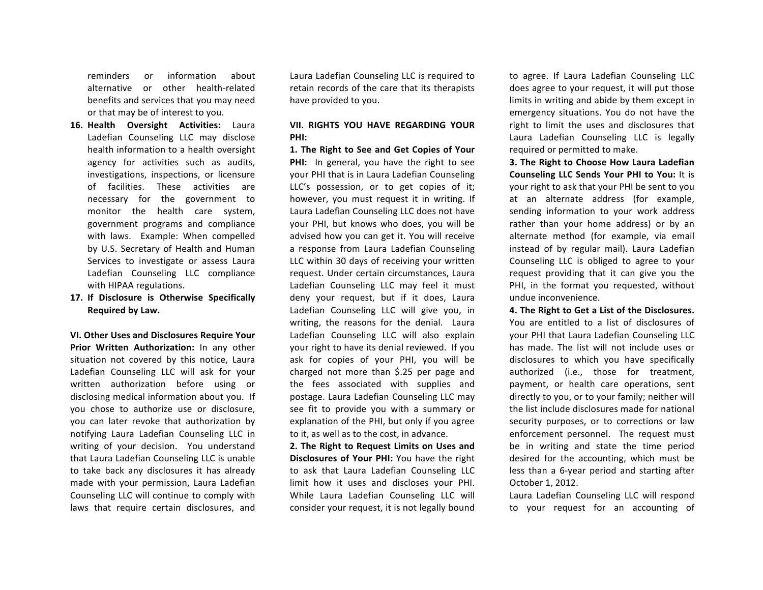reminders or information about alternative or other health-related benefits and services that you may need or that may be of interest to you.

16. **Health Oversight Activities:** Laura Ladefian Counseling LLC may disclose health information to a health oversight agency for activities such as audits, investigations, inspections, or licensure of facilities. These activities are necessary for the government to monitor the health care system, government programs and compliance with laws. Example: When compelled by U.S. Secretary of Health and Human Services to investigate or assess Laura Ladefian Counseling LLC compliance with HIPAA regulations.
17. **If Disclosure is Otherwise Specifically Required by Law.**

**VI. Other Uses and Disclosures Require Your Prior Written Authorization:** In any other situation not covered by this notice, Laura Ladefian Counseling LLC will ask for your written authorization before using or disclosing medical information about you. If you chose to authorize use or disclosure, you can later revoke that authorization by notifying Laura Ladefian Counseling LLC in writing of your decision. You understand that Laura Ladefian Counseling LLC is unable to take back any disclosures it has already made with your permission, Laura Ladefian Counseling LLC will continue to comply with laws that require certain disclosures, and Laura Ladefian Counseling LLC is required to retain records of the care that its therapists have provided to you.

**VII. RIGHTS YOU HAVE REGARDING YOUR PHI:**

**1. The Right to See and Get Copies of Your PHI:** In general, you have the right to see your PHI that is in Laura Ladefian Counseling LLC's possession, or to get copies of it; however, you must request it in writing. If Laura Ladefian Counseling LLC does not have your PHI, but knows who does, you will be advised how you can get it. You will receive a response from Laura Ladefian Counseling LLC within 30 days of receiving your written request. Under certain circumstances, Laura Ladefian Counseling LLC may feel it must deny your request, but if it does, Laura Ladefian Counseling LLC will give you, in writing, the reasons for the denial. Laura Ladefian Counseling LLC will also explain your right to have its denial reviewed. If you ask for copies of your PHI, you will be charged not more than $.25 per page and the fees associated with supplies and postage. Laura Ladefian Counseling LLC may see fit to provide you with a summary or explanation of the PHI, but only if you agree to it, as well as to the cost, in advance.

**2. The Right to Request Limits on Uses and Disclosures of Your PHI:** You have the right to ask that Laura Ladefian Counseling LLC limit how it uses and discloses your PHI. While Laura Ladefian Counseling LLC will consider your request, it is not legally bound to agree. If Laura Ladefian Counseling LLC does agree to your request, it will put those limits in writing and abide by them except in emergency situations. You do not have the right to limit the uses and disclosures that Laura Ladefian Counseling LLC is legally required or permitted to make.

**3. The Right to Choose How Laura Ladefian Counseling LLC Sends Your PHI to You:** It is your right to ask that your PHI be sent to you at an alternate address (for example, sending information to your work address rather than your home address) or by an alternate method (for example, via email instead of by regular mail). Laura Ladefian Counseling LLC is obliged to agree to your request providing that it can give you the PHI, in the format you requested, without undue inconvenience.

**4. The Right to Get a List of the Disclosures.** You are entitled to a list of disclosures of your PHI that Laura Ladefian Counseling LLC has made. The list will not include uses or disclosures to which you have specifically authorized (i.e., those for treatment, payment, or health care operations, sent directly to you, or to your family; neither will the list include disclosures made for national security purposes, or to corrections or law enforcement personnel. The request must be in writing and state the time period desired for the accounting, which must be less than a 6-year period and starting after October 1, 2012.

Laura Ladefian Counseling LLC will respond to your request for an accounting of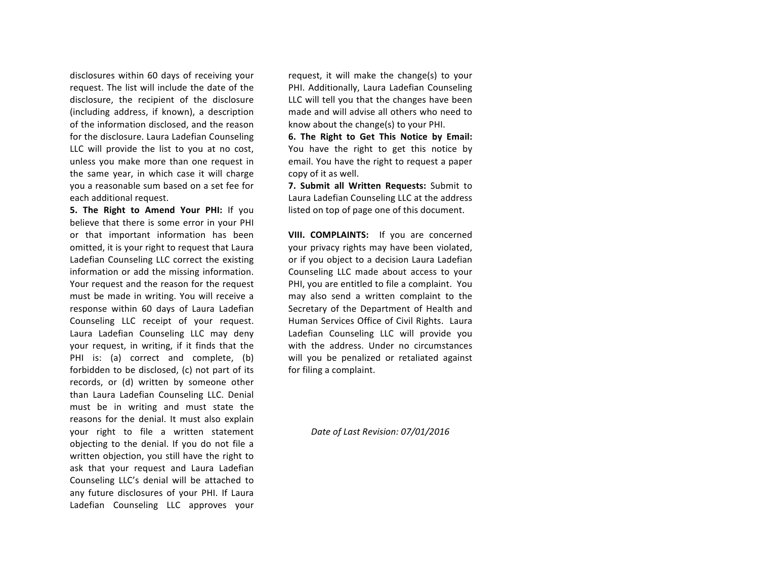disclosures within 60 days of receiving your request. The list will include the date of the disclosure, the recipient of the disclosure (including address, if known), a description of the information disclosed, and the reason for the disclosure. Laura Ladefian Counseling LLC will provide the list to you at no cost, unless you make more than one request in the same year, in which case it will charge you a reasonable sum based on a set fee for each additional request.

**5. The Right to Amend Your PHI:** If you believe that there is some error in your PHI or that important information has been omitted, it is your right to request that Laura Ladefian Counseling LLC correct the existing information or add the missing information. Your request and the reason for the request must be made in writing. You will receive a response within 60 days of Laura Ladefian Counseling LLC receipt of your request. Laura Ladefian Counseling LLC may deny your request, in writing, if it finds that the PHI is: (a) correct and complete, (b) forbidden to be disclosed, (c) not part of its records, or (d) written by someone other than Laura Ladefian Counseling LLC. Denial must be in writing and must state the reasons for the denial. It must also explain your right to file a written statement objecting to the denial. If you do not file a written objection, you still have the right to ask that your request and Laura Ladefian Counseling LLC's denial will be attached to any future disclosures of your PHI. If Laura Ladefian Counseling LLC approves your request, it will make the change(s) to your PHI. Additionally, Laura Ladefian Counseling LLC will tell you that the changes have been made and will advise all others who need to know about the change(s) to your PHI.

**6. The Right to Get This Notice by Email:** You have the right to get this notice by email. You have the right to request a paper copy of it as well.

**7. Submit all Written Requests:** Submit to Laura Ladefian Counseling LLC at the address listed on top of page one of this document.

**VIII. COMPLAINTS:** If you are concerned your privacy rights may have been violated, or if you object to a decision Laura Ladefian Counseling LLC made about access to your PHI, you are entitled to file a complaint. You may also send a written complaint to the Secretary of the Department of Health and Human Services Office of Civil Rights. Laura Ladefian Counseling LLC will provide you with the address. Under no circumstances will you be penalized or retaliated against for filing a complaint.

*Date of Last Revision: 07/01/2016*